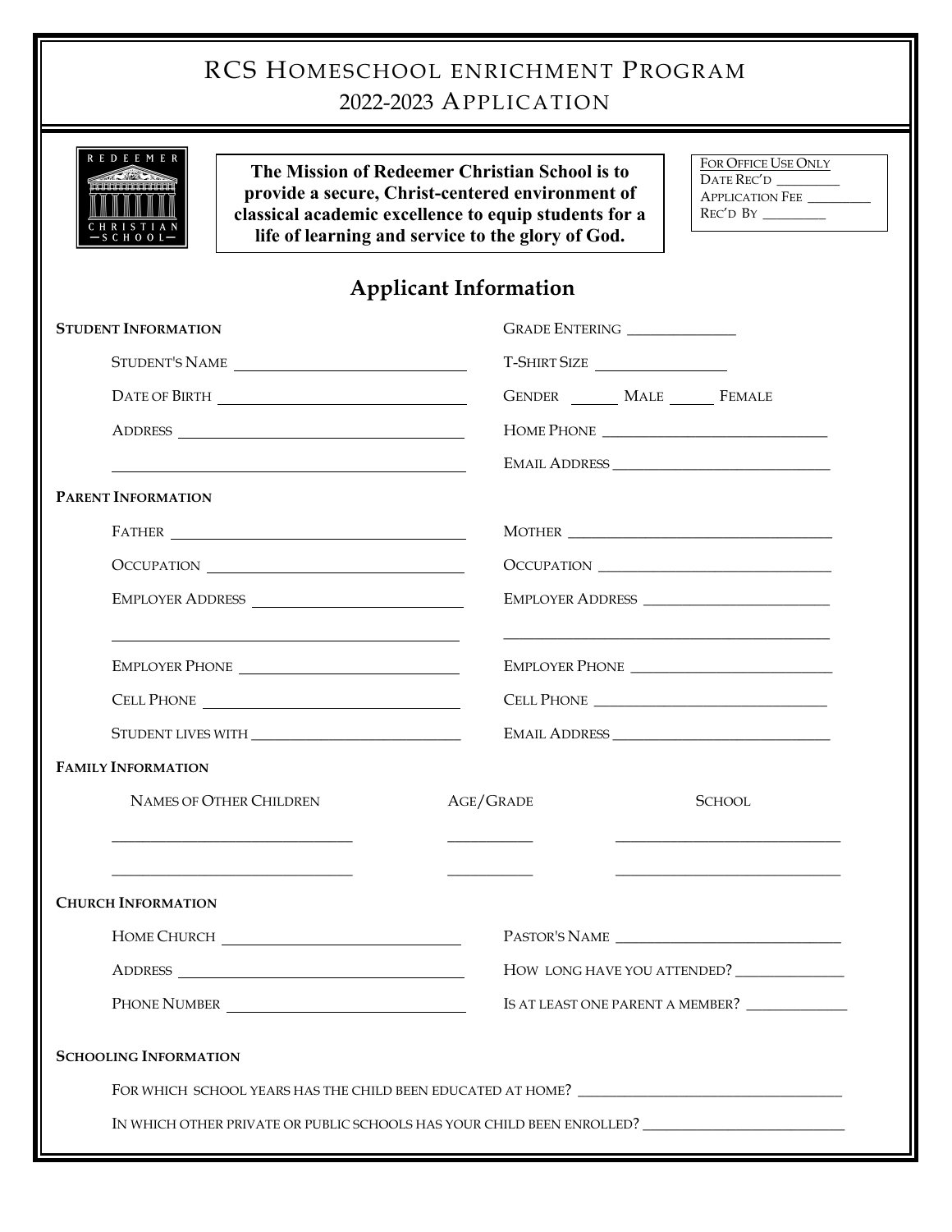# RCS Homeschool Enrichment Program
## 2022-2023 Application

**The Mission of Redeemer Christian School is to provide a secure, Christ-centered environment of classical academic excellence to equip students for a life of learning and service to the glory of God.**

For Office Use Only
Date Rec'd _________
Application Fee _________
Rec'd By _________

## Applicant Information

**Student Information**

Student's Name ______________________________
Date of Birth ______________________________
Address ______________________________
______________________________
Grade Entering ______________
T-Shirt Size ________________
Gender ______ Male ______ Female
Home Phone ______________________________
Email Address ______________________________

**Parent Information**

Father ______________________________
Occupation ______________________________
Employer Address ______________________________
______________________________
Employer Phone ______________________________
Cell Phone ______________________________
Student lives with ______________________________

Mother ______________________________
Occupation ______________________________
Employer Address ______________________________
______________________________
Employer Phone ______________________________
Cell Phone ______________________________
Email Address ______________________________

**Family Information**

| Names of Other Children | Age/Grade | School |
|---|---|---|
| | | |
| | | |

**Church Information**

Home Church ______________________________
Address ______________________________
Phone Number ______________________________
Pastor's Name ______________________________
How long have you attended? ______________
Is at least one parent a member? ______________

**Schooling Information**

For which school years has the child been educated at home? ______________________________

In which other private or public schools has your child been enrolled? ______________________________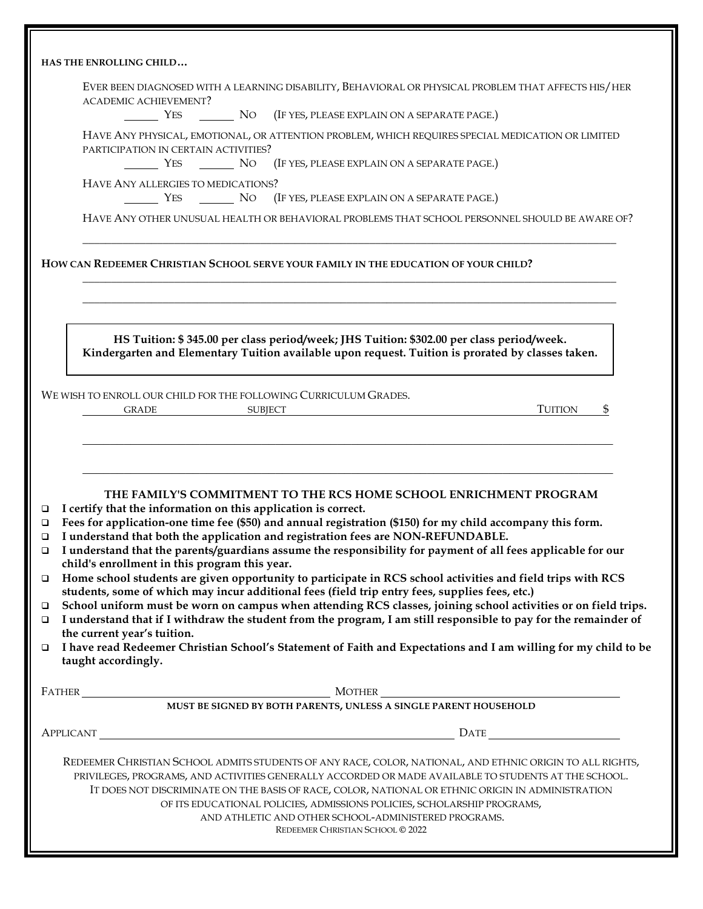**HAS THE ENROLLING CHILD…**

EVER BEEN DIAGNOSED WITH A LEARNING DISABILITY, BEHAVIORAL OR PHYSICAL PROBLEM THAT AFFECTS HIS/HER ACADEMIC ACHIEVEMENT?

______ YES ______ NO (IF YES, PLEASE EXPLAIN ON A SEPARATE PAGE.)

HAVE ANY PHYSICAL, EMOTIONAL, OR ATTENTION PROBLEM, WHICH REQUIRES SPECIAL MEDICATION OR LIMITED PARTICIPATION IN CERTAIN ACTIVITIES?

______ YES ______ NO (IF YES, PLEASE EXPLAIN ON A SEPARATE PAGE.)

HAVE ANY ALLERGIES TO MEDICATIONS?

______ YES ______ NO (IF YES, PLEASE EXPLAIN ON A SEPARATE PAGE.)

HAVE ANY OTHER UNUSUAL HEALTH OR BEHAVIORAL PROBLEMS THAT SCHOOL PERSONNEL SHOULD BE AWARE OF?

______________________________________________________________________________

**HOW CAN REDEEMER CHRISTIAN SCHOOL SERVE YOUR FAMILY IN THE EDUCATION OF YOUR CHILD?**

______________________________________________________________________________

______________________________________________________________________________

**HS Tuition: $ 345.00 per class period/week; JHS Tuition: $302.00 per class period/week. Kindergarten and Elementary Tuition available upon request. Tuition is prorated by classes taken.**

WE WISH TO ENROLL OUR CHILD FOR THE FOLLOWING CURRICULUM GRADES.

GRADE ______ SUBJECT ______ TUITION $ ______

______________________________________________________________________________

______________________________________________________________________________

**THE FAMILY'S COMMITMENT TO THE RCS HOME SCHOOL ENRICHMENT PROGRAM**

- ☐ **I certify that the information on this application is correct.**
- ☐ **Fees for application-one time fee ($50) and annual registration ($150) for my child accompany this form.**
- ☐ **I understand that both the application and registration fees are NON-REFUNDABLE.**
- ☐ **I understand that the parents/guardians assume the responsibility for payment of all fees applicable for our child's enrollment in this program this year.**
- ☐ **Home school students are given opportunity to participate in RCS school activities and field trips with RCS students, some of which may incur additional fees (field trip entry fees, supplies fees, etc.)**
- ☐ **School uniform must be worn on campus when attending RCS classes, joining school activities or on field trips.**
- ☐ **I understand that if I withdraw the student from the program, I am still responsible to pay for the remainder of the current year's tuition.**
- ☐ **I have read Redeemer Christian School's Statement of Faith and Expectations and I am willing for my child to be taught accordingly.**

FATHER ______________________________ MOTHER ______________________________

**MUST BE SIGNED BY BOTH PARENTS, UNLESS A SINGLE PARENT HOUSEHOLD**

APPLICANT ______________________________ DATE ______________

REDEEMER CHRISTIAN SCHOOL ADMITS STUDENTS OF ANY RACE, COLOR, NATIONAL, AND ETHNIC ORIGIN TO ALL RIGHTS, PRIVILEGES, PROGRAMS, AND ACTIVITIES GENERALLY ACCORDED OR MADE AVAILABLE TO STUDENTS AT THE SCHOOL. IT DOES NOT DISCRIMINATE ON THE BASIS OF RACE, COLOR, NATIONAL OR ETHNIC ORIGIN IN ADMINISTRATION OF ITS EDUCATIONAL POLICIES, ADMISSIONS POLICIES, SCHOLARSHIP PROGRAMS, AND ATHLETIC AND OTHER SCHOOL-ADMINISTERED PROGRAMS.

REDEEMER CHRISTIAN SCHOOL © 2022